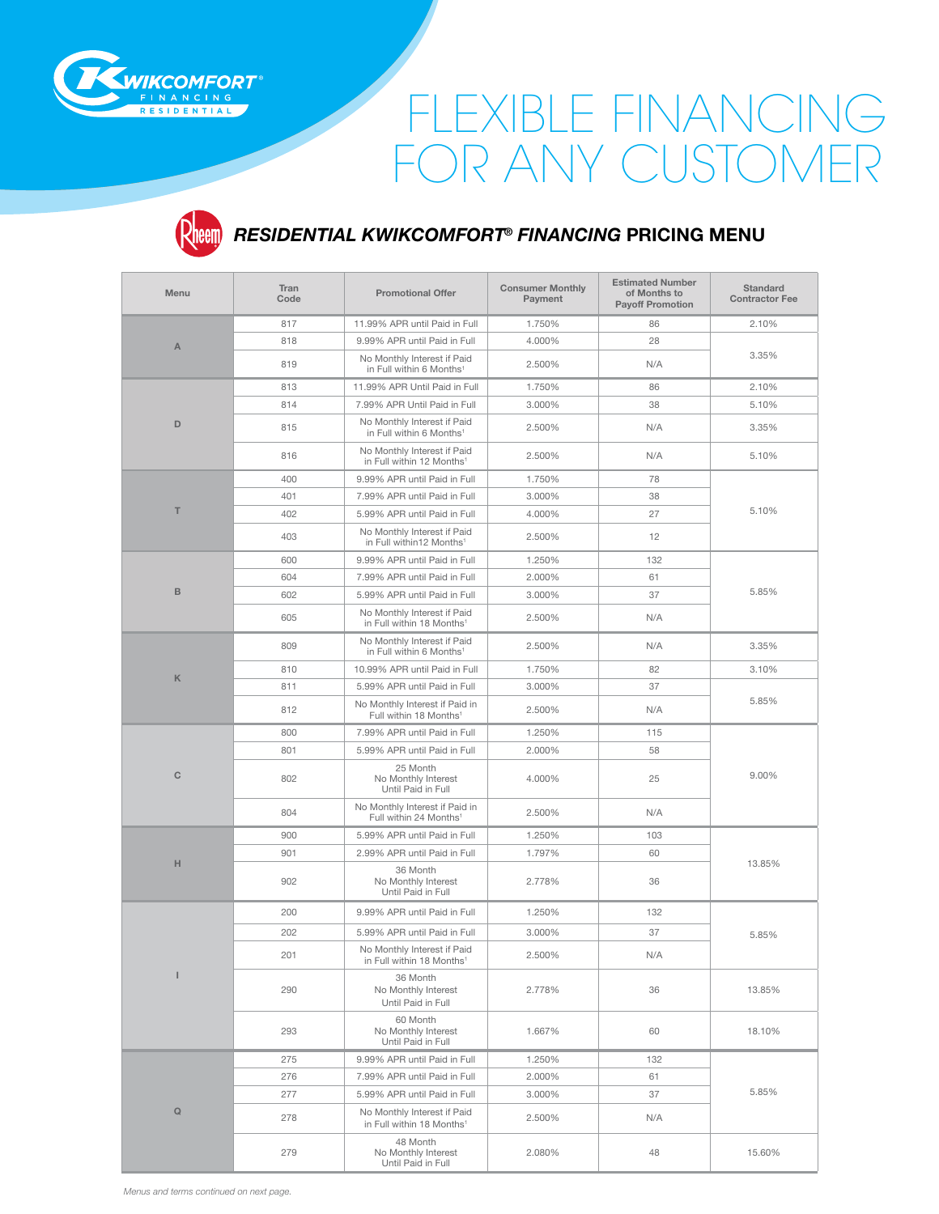# FLEXIBLE FINANCING FOR ANY CUSTOMER

## *RESIDENTIAL KWIKCOMFORT® FINANCING* PRICING MENU

| Menu | Tran Code | Promotional Offer | Consumer Monthly Payment | Estimated Number of Months to Payoff Promotion | Standard Contractor Fee |
|---|---|---|---|---|---|
| A | 817 | 11.99% APR until Paid in Full | 1.750% | 86 | 2.10% |
| | 818 | 9.99% APR until Paid in Full | 4.000% | 28 | 3.35% |
| | 819 | No Monthly Interest if Paid in Full within 6 Months[1] | 2.500% | N/A | |
| D | 813 | 11.99% APR Until Paid in Full | 1.750% | 86 | 2.10% |
| | 814 | 7.99% APR Until Paid in Full | 3.000% | 38 | 5.10% |
| | 815 | No Monthly Interest if Paid in Full within 6 Months[1] | 2.500% | N/A | 3.35% |
| | 816 | No Monthly Interest if Paid in Full within 12 Months[1] | 2.500% | N/A | 5.10% |
| T | 400 | 9.99% APR until Paid in Full | 1.750% | 78 | 5.10% |
| | 401 | 7.99% APR until Paid in Full | 3.000% | 38 | |
| | 402 | 5.99% APR until Paid in Full | 4.000% | 27 | |
| | 403 | No Monthly Interest if Paid in Full within12 Months[1] | 2.500% | 12 | |
| B | 600 | 9.99% APR until Paid in Full | 1.250% | 132 | 5.85% |
| | 604 | 7.99% APR until Paid in Full | 2.000% | 61 | |
| | 602 | 5.99% APR until Paid in Full | 3.000% | 37 | |
| | 605 | No Monthly Interest if Paid in Full within 18 Months[1] | 2.500% | N/A | |
| K | 809 | No Monthly Interest if Paid in Full within 6 Months[1] | 2.500% | N/A | 3.35% |
| | 810 | 10.99% APR until Paid in Full | 1.750% | 82 | 3.10% |
| | 811 | 5.99% APR until Paid in Full | 3.000% | 37 | 5.85% |
| | 812 | No Monthly Interest if Paid in Full within 18 Months[1] | 2.500% | N/A | |
| C | 800 | 7.99% APR until Paid in Full | 1.250% | 115 | 9.00% |
| | 801 | 5.99% APR until Paid in Full | 2.000% | 58 | |
| | 802 | 25 Month No Monthly Interest Until Paid in Full | 4.000% | 25 | |
| | 804 | No Monthly Interest if Paid in Full within 24 Months[1] | 2.500% | N/A | |
| H | 900 | 5.99% APR until Paid in Full | 1.250% | 103 | 13.85% |
| | 901 | 2.99% APR until Paid in Full | 1.797% | 60 | |
| | 902 | 36 Month No Monthly Interest Until Paid in Full | 2.778% | 36 | |
| I | 200 | 9.99% APR until Paid in Full | 1.250% | 132 | 5.85% |
| | 202 | 5.99% APR until Paid in Full | 3.000% | 37 | |
| | 201 | No Monthly Interest if Paid in Full within 18 Months[1] | 2.500% | N/A | |
| | 290 | 36 Month No Monthly Interest Until Paid in Full | 2.778% | 36 | 13.85% |
| | 293 | 60 Month No Monthly Interest Until Paid in Full | 1.667% | 60 | 18.10% |
| Q | 275 | 9.99% APR until Paid in Full | 1.250% | 132 | 5.85% |
| | 276 | 7.99% APR until Paid in Full | 2.000% | 61 | |
| | 277 | 5.99% APR until Paid in Full | 3.000% | 37 | |
| | 278 | No Monthly Interest if Paid in Full within 18 Months[1] | 2.500% | N/A | |
| | 279 | 48 Month No Monthly Interest Until Paid in Full | 2.080% | 48 | 15.60% |

*Menus and terms continued on next page.*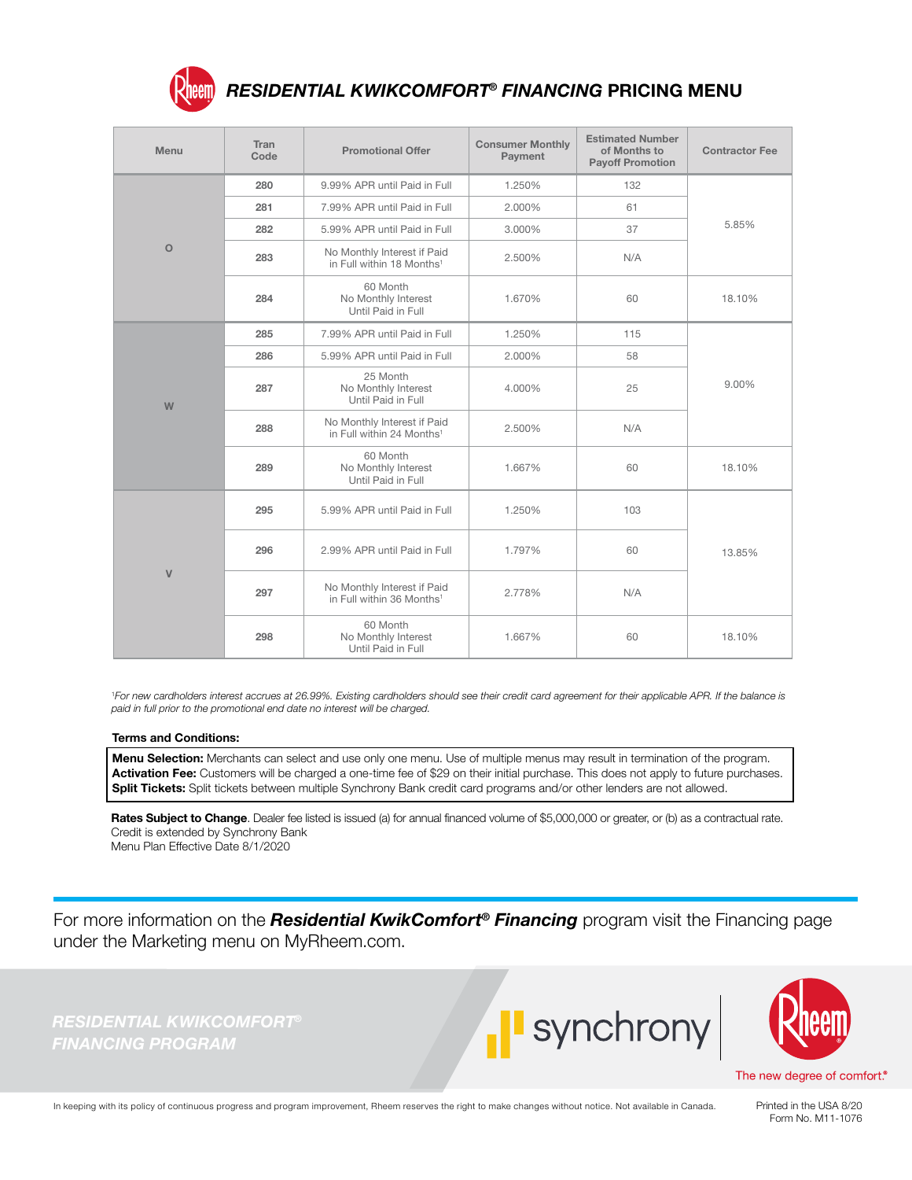# RESIDENTIAL KWIKCOMFORT® FINANCING PRICING MENU

| Menu | Tran Code | Promotional Offer | Consumer Monthly Payment | Estimated Number of Months to Payoff Promotion | Contractor Fee |
|---|---|---|---|---|---|
| O | 280 | 9.99% APR until Paid in Full | 1.250% | 132 | 5.85% |
| | 281 | 7.99% APR until Paid in Full | 2.000% | 61 | |
| | 282 | 5.99% APR until Paid in Full | 3.000% | 37 | |
| | 283 | No Monthly Interest if Paid in Full within 18 Months[1] | 2.500% | N/A | |
| | 284 | 60 Month No Monthly Interest Until Paid in Full | 1.670% | 60 | 18.10% |
| W | 285 | 7.99% APR until Paid in Full | 1.250% | 115 | 9.00% |
| | 286 | 5.99% APR until Paid in Full | 2.000% | 58 | |
| | 287 | 25 Month No Monthly Interest Until Paid in Full | 4.000% | 25 | |
| | 288 | No Monthly Interest if Paid in Full within 24 Months[1] | 2.500% | N/A | |
| | 289 | 60 Month No Monthly Interest Until Paid in Full | 1.667% | 60 | 18.10% |
| V | 295 | 5.99% APR until Paid in Full | 1.250% | 103 | 13.85% |
| | 296 | 2.99% APR until Paid in Full | 1.797% | 60 | |
| | 297 | No Monthly Interest if Paid in Full within 36 Months[1] | 2.778% | N/A | |
| | 298 | 60 Month No Monthly Interest Until Paid in Full | 1.667% | 60 | 18.10% |

[1]*For new cardholders interest accrues at 26.99%. Existing cardholders should see their credit card agreement for their applicable APR. If the balance is paid in full prior to the promotional end date no interest will be charged.*

**Terms and Conditions:**

**Menu Selection:** Merchants can select and use only one menu. Use of multiple menus may result in termination of the program.
**Activation Fee:** Customers will be charged a one-time fee of $29 on their initial purchase. This does not apply to future purchases.
**Split Tickets:** Split tickets between multiple Synchrony Bank credit card programs and/or other lenders are not allowed.

**Rates Subject to Change**. Dealer fee listed is issued (a) for annual financed volume of $5,000,000 or greater, or (b) as a contractual rate.
Credit is extended by Synchrony Bank
Menu Plan Effective Date 8/1/2020

For more information on the ***Residential KwikComfort® Financing*** program visit the Financing page under the Marketing menu on MyRheem.com.

*RESIDENTIAL KWIKCOMFORT® FINANCING PROGRAM*

synchrony

The new degree of comfort.®

In keeping with its policy of continuous progress and program improvement, Rheem reserves the right to make changes without notice. Not available in Canada.

Printed in the USA 8/20
Form No. M11-1076